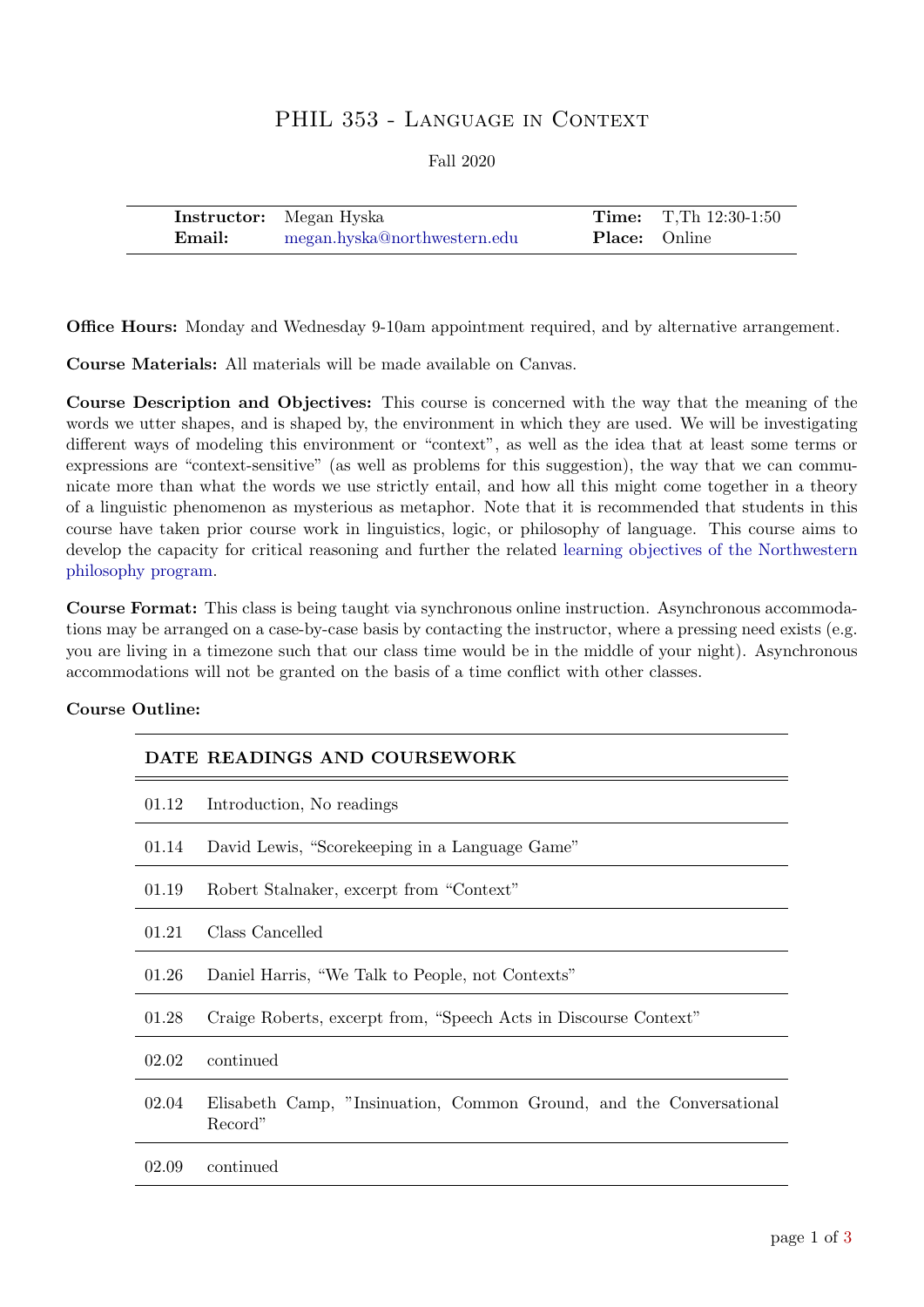# PHIL 353 - Language in Context

Fall 2020

| | | | |
|---|---|---|---|
| **Instructor:** | Megan Hyska | **Time:** | T,Th 12:30-1:50 |
| **Email:** | megan.hyska@northwestern.edu | **Place:** | Online |

**Office Hours:** Monday and Wednesday 9-10am appointment required, and by alternative arrangement.

**Course Materials:** All materials will be made available on Canvas.

**Course Description and Objectives:** This course is concerned with the way that the meaning of the words we utter shapes, and is shaped by, the environment in which they are used. We will be investigating different ways of modeling this environment or "context", as well as the idea that at least some terms or expressions are "context-sensitive" (as well as problems for this suggestion), the way that we can communicate more than what the words we use strictly entail, and how all this might come together in a theory of a linguistic phenomenon as mysterious as metaphor. Note that it is recommended that students in this course have taken prior course work in linguistics, logic, or philosophy of language. This course aims to develop the capacity for critical reasoning and further the related learning objectives of the Northwestern philosophy program.

**Course Format:** This class is being taught via synchronous online instruction. Asynchronous accommodations may be arranged on a case-by-case basis by contacting the instructor, where a pressing need exists (e.g. you are living in a timezone such that our class time would be in the middle of your night). Asynchronous accommodations will not be granted on the basis of a time conflict with other classes.

**Course Outline:**

| DATE | READINGS AND COURSEWORK |
|---|---|
| 01.12 | Introduction, No readings |
| 01.14 | David Lewis, "Scorekeeping in a Language Game" |
| 01.19 | Robert Stalnaker, excerpt from "Context" |
| 01.21 | Class Cancelled |
| 01.26 | Daniel Harris, "We Talk to People, not Contexts" |
| 01.28 | Craige Roberts, excerpt from, "Speech Acts in Discourse Context" |
| 02.02 | continued |
| 02.04 | Elisabeth Camp, "Insinuation, Common Ground, and the Conversational Record" |
| 02.09 | continued |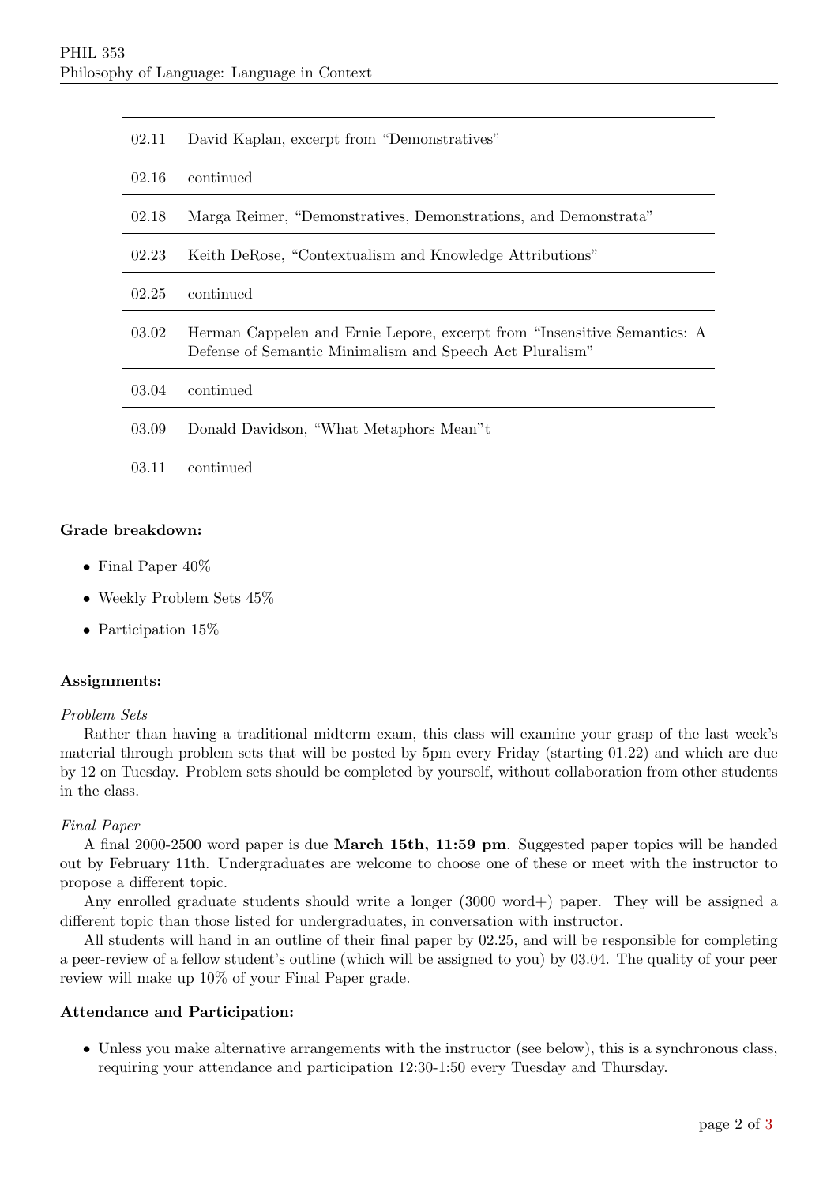| | |
|---|---|
| 02.11 | David Kaplan, excerpt from "Demonstratives" |
| 02.16 | continued |
| 02.18 | Marga Reimer, "Demonstratives, Demonstrations, and Demonstrata" |
| 02.23 | Keith DeRose, "Contextualism and Knowledge Attributions" |
| 02.25 | continued |
| 03.02 | Herman Cappelen and Ernie Lepore, excerpt from "Insensitive Semantics: A Defense of Semantic Minimalism and Speech Act Pluralism" |
| 03.04 | continued |
| 03.09 | Donald Davidson, "What Metaphors Mean"t |
| 03.11 | continued |

**Grade breakdown:**

- Final Paper 40%
- Weekly Problem Sets 45%
- Participation 15%

**Assignments:**

*Problem Sets*

Rather than having a traditional midterm exam, this class will examine your grasp of the last week's material through problem sets that will be posted by 5pm every Friday (starting 01.22) and which are due by 12 on Tuesday. Problem sets should be completed by yourself, without collaboration from other students in the class.

*Final Paper*

A final 2000-2500 word paper is due **March 15th, 11:59 pm**. Suggested paper topics will be handed out by February 11th. Undergraduates are welcome to choose one of these or meet with the instructor to propose a different topic.

Any enrolled graduate students should write a longer (3000 word+) paper. They will be assigned a different topic than those listed for undergraduates, in conversation with instructor.

All students will hand in an outline of their final paper by 02.25, and will be responsible for completing a peer-review of a fellow student's outline (which will be assigned to you) by 03.04. The quality of your peer review will make up 10% of your Final Paper grade.

**Attendance and Participation:**

- Unless you make alternative arrangements with the instructor (see below), this is a synchronous class, requiring your attendance and participation 12:30-1:50 every Tuesday and Thursday.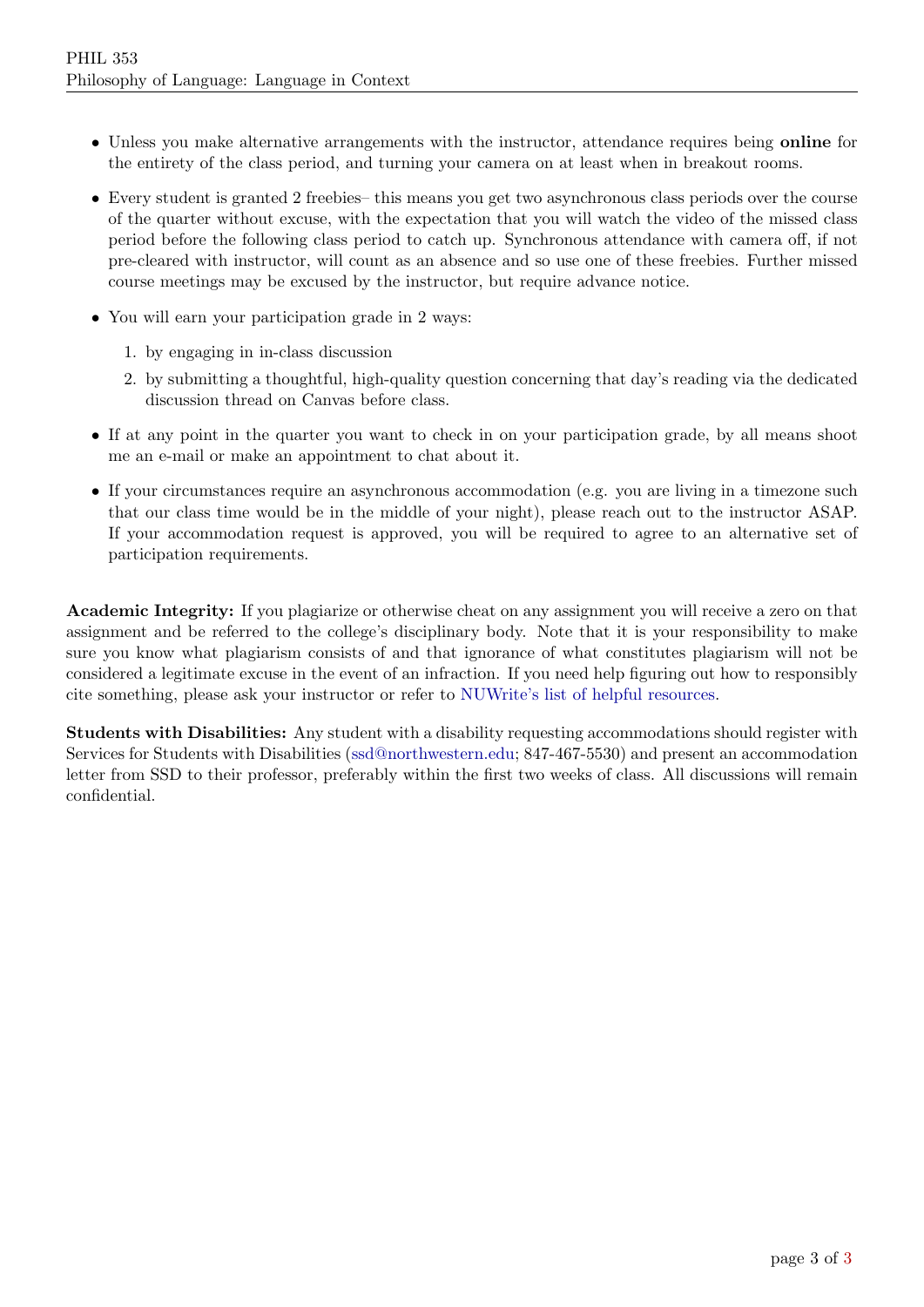- Unless you make alternative arrangements with the instructor, attendance requires being **online** for the entirety of the class period, and turning your camera on at least when in breakout rooms.
- Every student is granted 2 freebies– this means you get two asynchronous class periods over the course of the quarter without excuse, with the expectation that you will watch the video of the missed class period before the following class period to catch up. Synchronous attendance with camera off, if not pre-cleared with instructor, will count as an absence and so use one of these freebies. Further missed course meetings may be excused by the instructor, but require advance notice.
- You will earn your participation grade in 2 ways:
  1. by engaging in in-class discussion
  2. by submitting a thoughtful, high-quality question concerning that day's reading via the dedicated discussion thread on Canvas before class.
- If at any point in the quarter you want to check in on your participation grade, by all means shoot me an e-mail or make an appointment to chat about it.
- If your circumstances require an asynchronous accommodation (e.g. you are living in a timezone such that our class time would be in the middle of your night), please reach out to the instructor ASAP. If your accommodation request is approved, you will be required to agree to an alternative set of participation requirements.

**Academic Integrity:** If you plagiarize or otherwise cheat on any assignment you will receive a zero on that assignment and be referred to the college's disciplinary body. Note that it is your responsibility to make sure you know what plagiarism consists of and that ignorance of what constitutes plagiarism will not be considered a legitimate excuse in the event of an infraction. If you need help figuring out how to responsibly cite something, please ask your instructor or refer to NUWrite's list of helpful resources.

**Students with Disabilities:** Any student with a disability requesting accommodations should register with Services for Students with Disabilities (ssd@northwestern.edu; 847-467-5530) and present an accommodation letter from SSD to their professor, preferably within the first two weeks of class. All discussions will remain confidential.